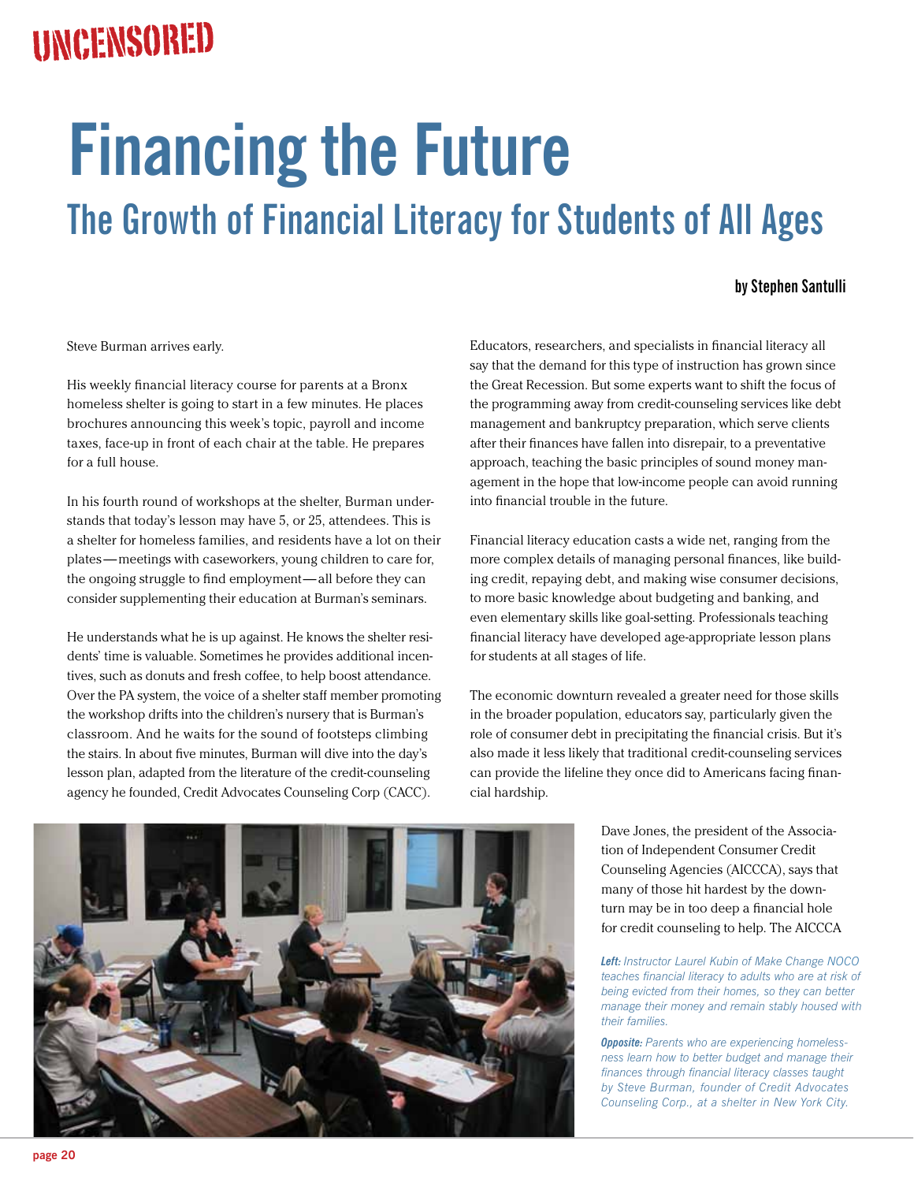UNCENSORED

# Financing the Future

## The Growth of Financial Literacy for Students of All Ages

**by Stephen Santulli**

Steve Burman arrives early.

His weekly financial literacy course for parents at a Bronx homeless shelter is going to start in a few minutes. He places brochures announcing this week's topic, payroll and income taxes, face-up in front of each chair at the table. He prepares for a full house.

In his fourth round of workshops at the shelter, Burman understands that today's lesson may have 5, or 25, attendees. This is a shelter for homeless families, and residents have a lot on their plates—meetings with caseworkers, young children to care for, the ongoing struggle to find employment—all before they can consider supplementing their education at Burman's seminars.

He understands what he is up against. He knows the shelter residents' time is valuable. Sometimes he provides additional incentives, such as donuts and fresh coffee, to help boost attendance. Over the PA system, the voice of a shelter staff member promoting the workshop drifts into the children's nursery that is Burman's classroom. And he waits for the sound of footsteps climbing the stairs. In about five minutes, Burman will dive into the day's lesson plan, adapted from the literature of the credit-counseling agency he founded, Credit Advocates Counseling Corp (CACC).

Educators, researchers, and specialists in financial literacy all say that the demand for this type of instruction has grown since the Great Recession. But some experts want to shift the focus of the programming away from credit-counseling services like debt management and bankruptcy preparation, which serve clients after their finances have fallen into disrepair, to a preventative approach, teaching the basic principles of sound money management in the hope that low-income people can avoid running into financial trouble in the future.

Financial literacy education casts a wide net, ranging from the more complex details of managing personal finances, like building credit, repaying debt, and making wise consumer decisions, to more basic knowledge about budgeting and banking, and even elementary skills like goal-setting. Professionals teaching financial literacy have developed age-appropriate lesson plans for students at all stages of life.

The economic downturn revealed a greater need for those skills in the broader population, educators say, particularly given the role of consumer debt in precipitating the financial crisis. But it's also made it less likely that traditional credit-counseling services can provide the lifeline they once did to Americans facing financial hardship.

Dave Jones, the president of the Association of Independent Consumer Credit Counseling Agencies (AICCCA), says that many of those hit hardest by the downturn may be in too deep a financial hole for credit counseling to help. The AICCCA

*__Left:__ Instructor Laurel Kubin of Make Change NOCO teaches financial literacy to adults who are at risk of being evicted from their homes, so they can better manage their money and remain stably housed with their families.*

*__Opposite:__ Parents who are experiencing homelessness learn how to better budget and manage their finances through financial literacy classes taught by Steve Burman, founder of Credit Advocates Counseling Corp., at a shelter in New York City.*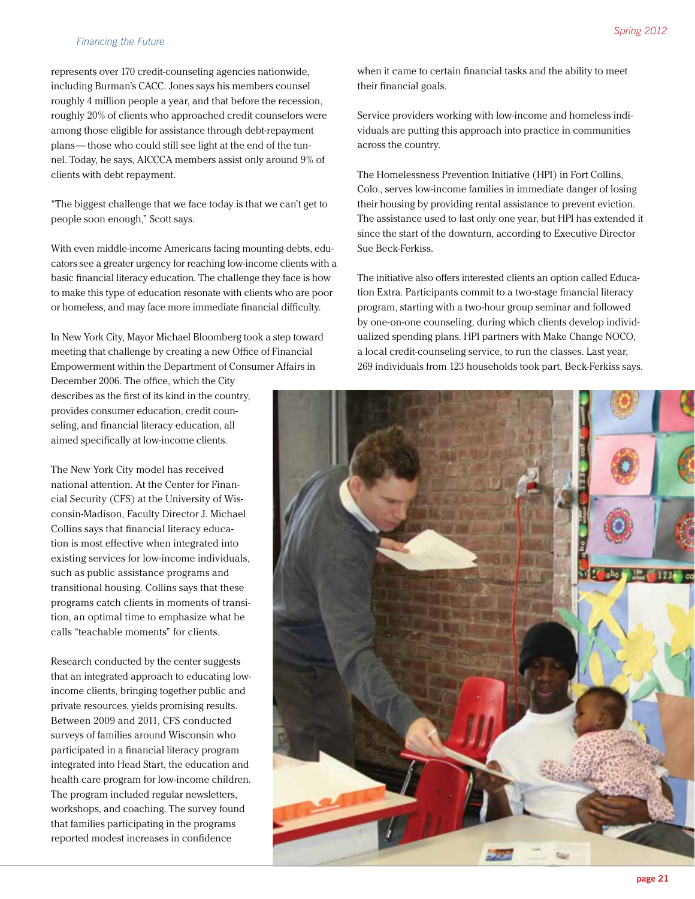represents over 170 credit-counseling agencies nationwide, including Burman's CACC. Jones says his members counsel roughly 4 million people a year, and that before the recession, roughly 20% of clients who approached credit counselors were among those eligible for assistance through debt-repayment plans—those who could still see light at the end of the tunnel. Today, he says, AICCCA members assist only around 9% of clients with debt repayment.

"The biggest challenge that we face today is that we can't get to people soon enough," Scott says.

With even middle-income Americans facing mounting debts, educators see a greater urgency for reaching low-income clients with a basic financial literacy education. The challenge they face is how to make this type of education resonate with clients who are poor or homeless, and may face more immediate financial difficulty.

In New York City, Mayor Michael Bloomberg took a step toward meeting that challenge by creating a new Office of Financial Empowerment within the Department of Consumer Affairs in December 2006. The office, which the City describes as the first of its kind in the country, provides consumer education, credit counseling, and financial literacy education, all aimed specifically at low-income clients.

The New York City model has received national attention. At the Center for Financial Security (CFS) at the University of Wisconsin-Madison, Faculty Director J. Michael Collins says that financial literacy education is most effective when integrated into existing services for low-income individuals, such as public assistance programs and transitional housing. Collins says that these programs catch clients in moments of transition, an optimal time to emphasize what he calls "teachable moments" for clients.

Research conducted by the center suggests that an integrated approach to educating low-income clients, bringing together public and private resources, yields promising results. Between 2009 and 2011, CFS conducted surveys of families around Wisconsin who participated in a financial literacy program integrated into Head Start, the education and health care program for low-income children. The program included regular newsletters, workshops, and coaching. The survey found that families participating in the programs reported modest increases in confidence when it came to certain financial tasks and the ability to meet their financial goals.

Service providers working with low-income and homeless individuals are putting this approach into practice in communities across the country.

The Homelessness Prevention Initiative (HPI) in Fort Collins, Colo., serves low-income families in immediate danger of losing their housing by providing rental assistance to prevent eviction. The assistance used to last only one year, but HPI has extended it since the start of the downturn, according to Executive Director Sue Beck-Ferkiss.

The initiative also offers interested clients an option called Education Extra. Participants commit to a two-stage financial literacy program, starting with a two-hour group seminar and followed by one-on-one counseling, during which clients develop individualized spending plans. HPI partners with Make Change NOCO, a local credit-counseling service, to run the classes. Last year, 269 individuals from 123 households took part, Beck-Ferkiss says.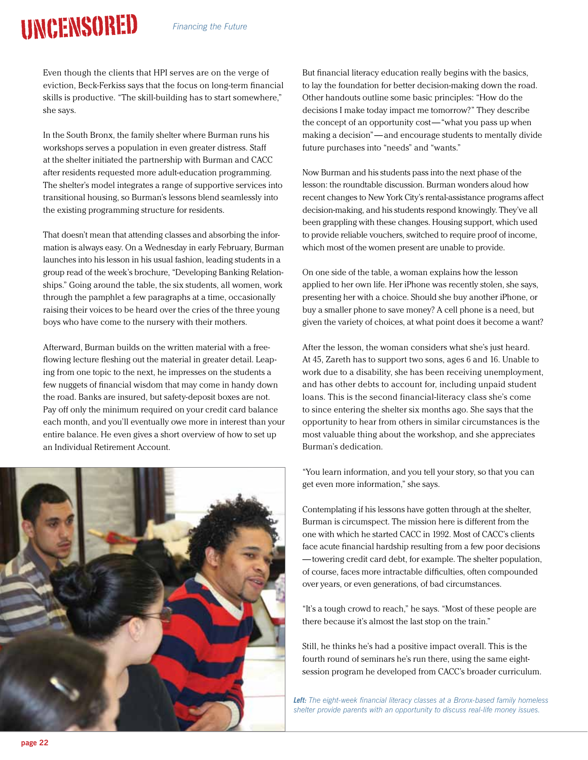Even though the clients that HPI serves are on the verge of eviction, Beck-Ferkiss says that the focus on long-term financial skills is productive. "The skill-building has to start somewhere," she says.

In the South Bronx, the family shelter where Burman runs his workshops serves a population in even greater distress. Staff at the shelter initiated the partnership with Burman and CACC after residents requested more adult-education programming. The shelter's model integrates a range of supportive services into transitional housing, so Burman's lessons blend seamlessly into the existing programming structure for residents.

That doesn't mean that attending classes and absorbing the information is always easy. On a Wednesday in early February, Burman launches into his lesson in his usual fashion, leading students in a group read of the week's brochure, "Developing Banking Relationships." Going around the table, the six students, all women, work through the pamphlet a few paragraphs at a time, occasionally raising their voices to be heard over the cries of the three young boys who have come to the nursery with their mothers.

Afterward, Burman builds on the written material with a free-flowing lecture fleshing out the material in greater detail. Leaping from one topic to the next, he impresses on the students a few nuggets of financial wisdom that may come in handy down the road. Banks are insured, but safety-deposit boxes are not. Pay off only the minimum required on your credit card balance each month, and you'll eventually owe more in interest than your entire balance. He even gives a short overview of how to set up an Individual Retirement Account.

But financial literacy education really begins with the basics, to lay the foundation for better decision-making down the road. Other handouts outline some basic principles: "How do the decisions I make today impact me tomorrow?" They describe the concept of an opportunity cost—"what you pass up when making a decision"—and encourage students to mentally divide future purchases into "needs" and "wants."

Now Burman and his students pass into the next phase of the lesson: the roundtable discussion. Burman wonders aloud how recent changes to New York City's rental-assistance programs affect decision-making, and his students respond knowingly. They've all been grappling with these changes. Housing support, which used to provide reliable vouchers, switched to require proof of income, which most of the women present are unable to provide.

On one side of the table, a woman explains how the lesson applied to her own life. Her iPhone was recently stolen, she says, presenting her with a choice. Should she buy another iPhone, or buy a smaller phone to save money? A cell phone is a need, but given the variety of choices, at what point does it become a want?

After the lesson, the woman considers what she's just heard. At 45, Zareth has to support two sons, ages 6 and 16. Unable to work due to a disability, she has been receiving unemployment, and has other debts to account for, including unpaid student loans. This is the second financial-literacy class she's come to since entering the shelter six months ago. She says that the opportunity to hear from others in similar circumstances is the most valuable thing about the workshop, and she appreciates Burman's dedication.

"You learn information, and you tell your story, so that you can get even more information," she says.

Contemplating if his lessons have gotten through at the shelter, Burman is circumspect. The mission here is different from the one with which he started CACC in 1992. Most of CACC's clients face acute financial hardship resulting from a few poor decisions—towering credit card debt, for example. The shelter population, of course, faces more intractable difficulties, often compounded over years, or even generations, of bad circumstances.

"It's a tough crowd to reach," he says. "Most of these people are there because it's almost the last stop on the train."

Still, he thinks he's had a positive impact overall. This is the fourth round of seminars he's run there, using the same eight-session program he developed from CACC's broader curriculum.

*__Left:__ The eight-week financial literacy classes at a Bronx-based family homeless shelter provide parents with an opportunity to discuss real-life money issues.*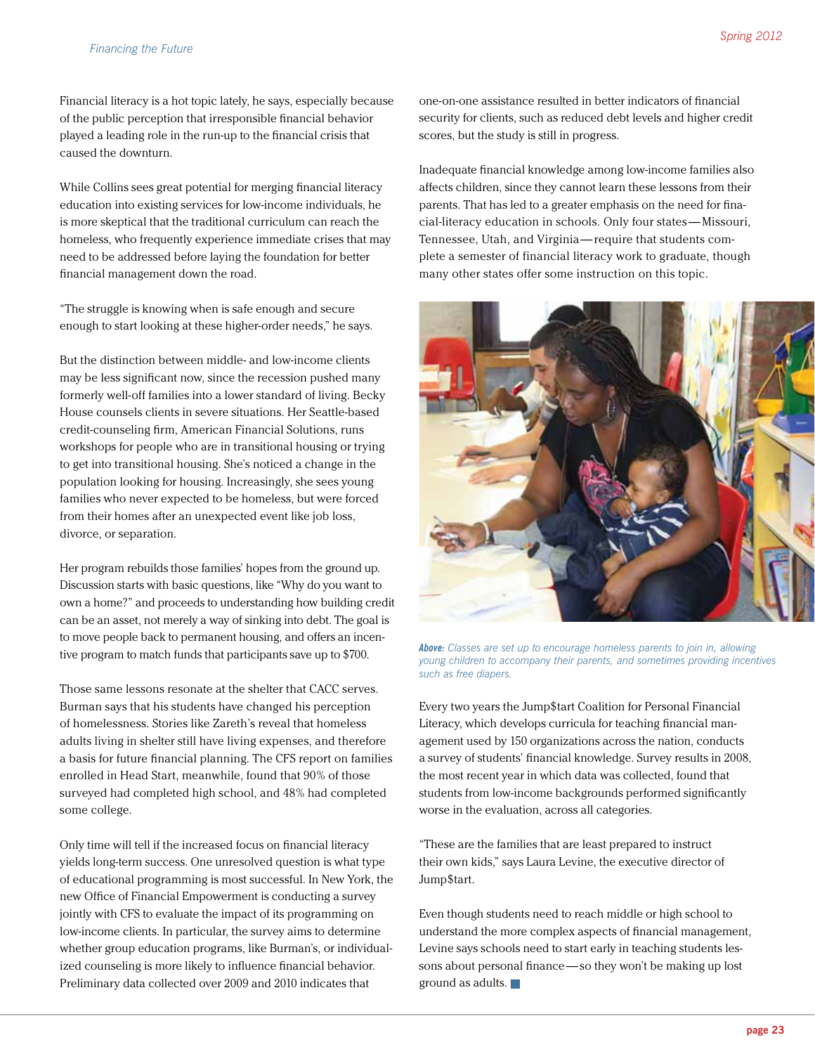Financial literacy is a hot topic lately, he says, especially because of the public perception that irresponsible financial behavior played a leading role in the run-up to the financial crisis that caused the downturn.

While Collins sees great potential for merging financial literacy education into existing services for low-income individuals, he is more skeptical that the traditional curriculum can reach the homeless, who frequently experience immediate crises that may need to be addressed before laying the foundation for better financial management down the road.

"The struggle is knowing when is safe enough and secure enough to start looking at these higher-order needs," he says.

But the distinction between middle- and low-income clients may be less significant now, since the recession pushed many formerly well-off families into a lower standard of living. Becky House counsels clients in severe situations. Her Seattle-based credit-counseling firm, American Financial Solutions, runs workshops for people who are in transitional housing or trying to get into transitional housing. She's noticed a change in the population looking for housing. Increasingly, she sees young families who never expected to be homeless, but were forced from their homes after an unexpected event like job loss, divorce, or separation.

Her program rebuilds those families' hopes from the ground up. Discussion starts with basic questions, like "Why do you want to own a home?" and proceeds to understanding how building credit can be an asset, not merely a way of sinking into debt. The goal is to move people back to permanent housing, and offers an incentive program to match funds that participants save up to $700.

Those same lessons resonate at the shelter that CACC serves. Burman says that his students have changed his perception of homelessness. Stories like Zareth's reveal that homeless adults living in shelter still have living expenses, and therefore a basis for future financial planning. The CFS report on families enrolled in Head Start, meanwhile, found that 90% of those surveyed had completed high school, and 48% had completed some college.

Only time will tell if the increased focus on financial literacy yields long-term success. One unresolved question is what type of educational programming is most successful. In New York, the new Office of Financial Empowerment is conducting a survey jointly with CFS to evaluate the impact of its programming on low-income clients. In particular, the survey aims to determine whether group education programs, like Burman's, or individualized counseling is more likely to influence financial behavior. Preliminary data collected over 2009 and 2010 indicates that one-on-one assistance resulted in better indicators of financial security for clients, such as reduced debt levels and higher credit scores, but the study is still in progress.

Inadequate financial knowledge among low-income families also affects children, since they cannot learn these lessons from their parents. That has led to a greater emphasis on the need for financial-literacy education in schools. Only four states—Missouri, Tennessee, Utah, and Virginia—require that students complete a semester of financial literacy work to graduate, though many other states offer some instruction on this topic.

***Above:*** *Classes are set up to encourage homeless parents to join in, allowing young children to accompany their parents, and sometimes providing incentives such as free diapers.*

Every two years the Jump$tart Coalition for Personal Financial Literacy, which develops curricula for teaching financial management used by 150 organizations across the nation, conducts a survey of students' financial knowledge. Survey results in 2008, the most recent year in which data was collected, found that students from low-income backgrounds performed significantly worse in the evaluation, across all categories.

"These are the families that are least prepared to instruct their own kids," says Laura Levine, the executive director of Jump$tart.

Even though students need to reach middle or high school to understand the more complex aspects of financial management, Levine says schools need to start early in teaching students lessons about personal finance—so they won't be making up lost ground as adults. ■